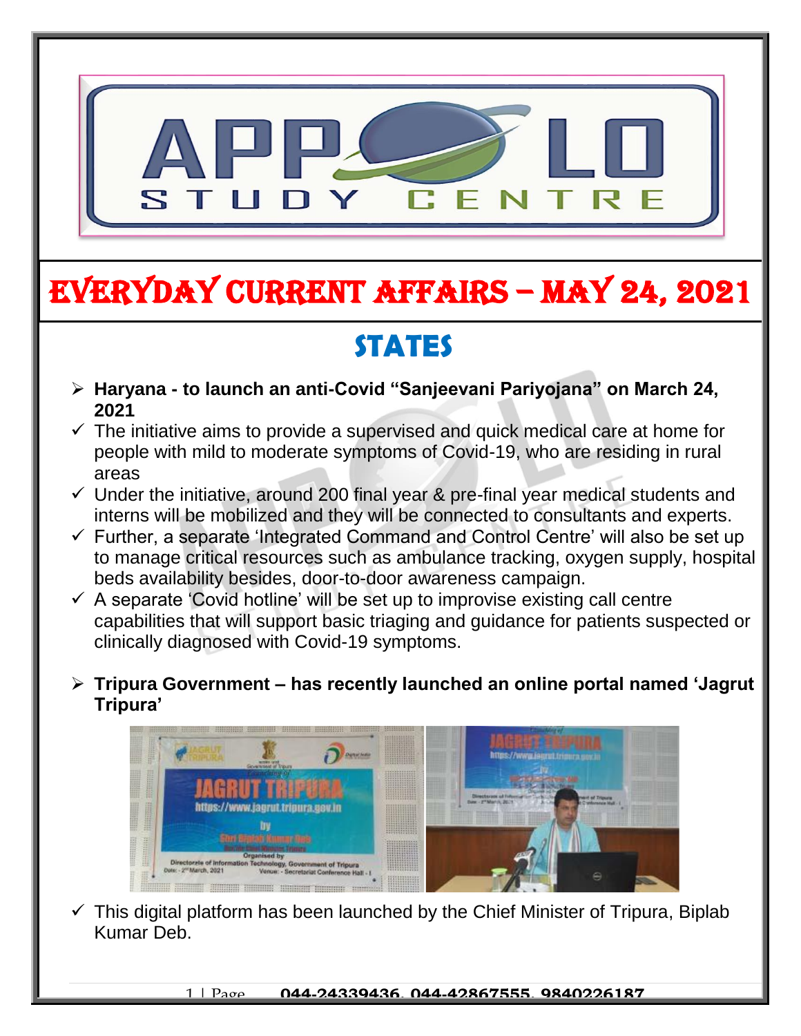# EVERYDAY CURRENT AFFAIRS – MAY 24, 2021

## STATES

- **Haryana - to launch an anti-Covid "Sanjeevani Pariyojana" on March 24, 2021**
  - ✓ The initiative aims to provide a supervised and quick medical care at home for people with mild to moderate symptoms of Covid-19, who are residing in rural areas
  - ✓ Under the initiative, around 200 final year & pre-final year medical students and interns will be mobilized and they will be connected to consultants and experts.
  - ✓ Further, a separate 'Integrated Command and Control Centre' will also be set up to manage critical resources such as ambulance tracking, oxygen supply, hospital beds availability besides, door-to-door awareness campaign.
  - ✓ A separate 'Covid hotline' will be set up to improvise existing call centre capabilities that will support basic triaging and guidance for patients suspected or clinically diagnosed with Covid-19 symptoms.

- **Tripura Government – has recently launched an online portal named 'Jagrut Tripura'**
  - ✓ This digital platform has been launched by the Chief Minister of Tripura, Biplab Kumar Deb.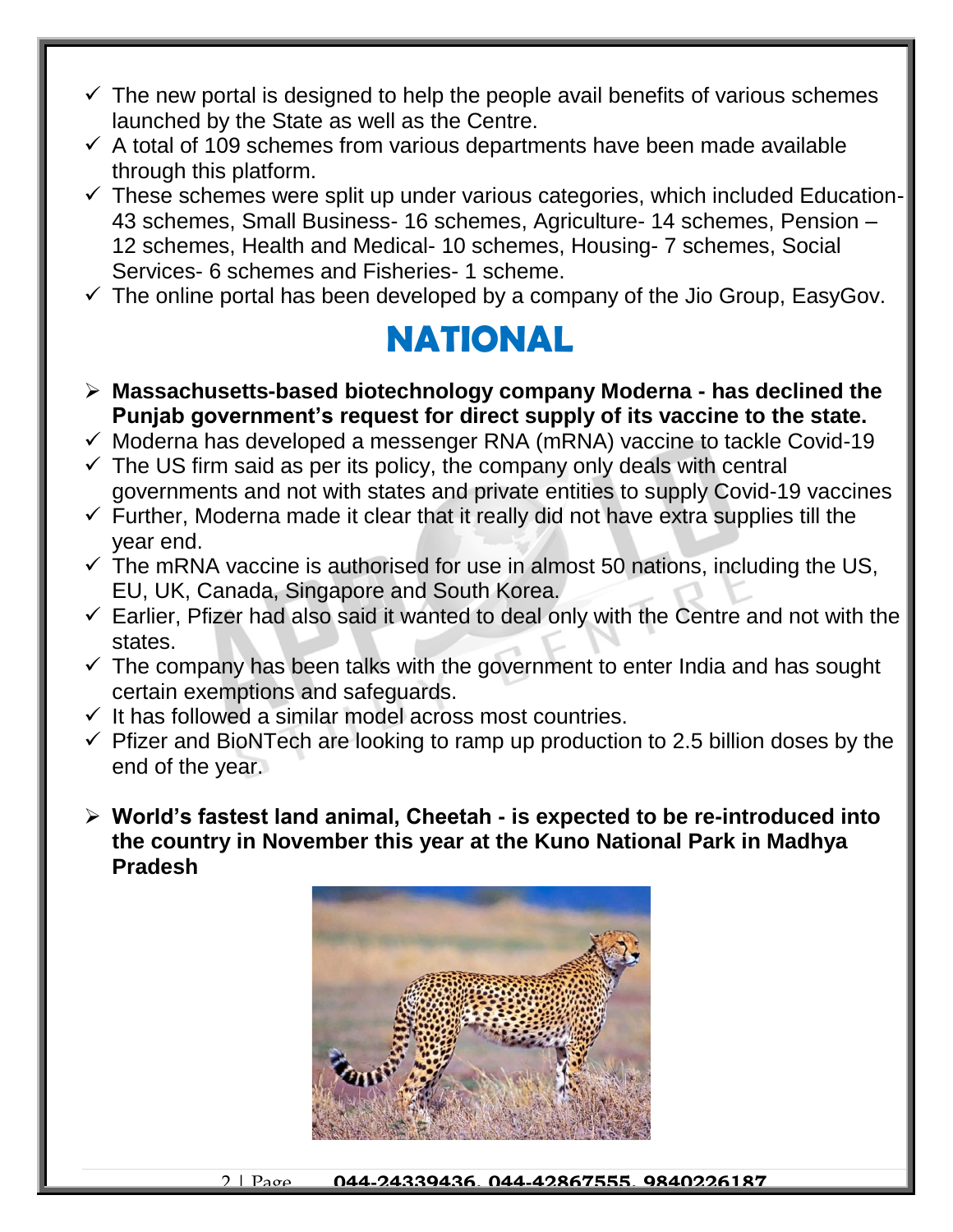- ✓ The new portal is designed to help the people avail benefits of various schemes launched by the State as well as the Centre.
- ✓ A total of 109 schemes from various departments have been made available through this platform.
- ✓ These schemes were split up under various categories, which included Education- 43 schemes, Small Business- 16 schemes, Agriculture- 14 schemes, Pension – 12 schemes, Health and Medical- 10 schemes, Housing- 7 schemes, Social Services- 6 schemes and Fisheries- 1 scheme.
- ✓ The online portal has been developed by a company of the Jio Group, EasyGov.

# NATIONAL

- ➢ **Massachusetts-based biotechnology company Moderna - has declined the Punjab government's request for direct supply of its vaccine to the state.**
- ✓ Moderna has developed a messenger RNA (mRNA) vaccine to tackle Covid-19
- ✓ The US firm said as per its policy, the company only deals with central governments and not with states and private entities to supply Covid-19 vaccines
- ✓ Further, Moderna made it clear that it really did not have extra supplies till the year end.
- ✓ The mRNA vaccine is authorised for use in almost 50 nations, including the US, EU, UK, Canada, Singapore and South Korea.
- ✓ Earlier, Pfizer had also said it wanted to deal only with the Centre and not with the states.
- ✓ The company has been talks with the government to enter India and has sought certain exemptions and safeguards.
- ✓ It has followed a similar model across most countries.
- ✓ Pfizer and BioNTech are looking to ramp up production to 2.5 billion doses by the end of the year.

- ➢ **World's fastest land animal, Cheetah - is expected to be re-introduced into the country in November this year at the Kuno National Park in Madhya Pradesh**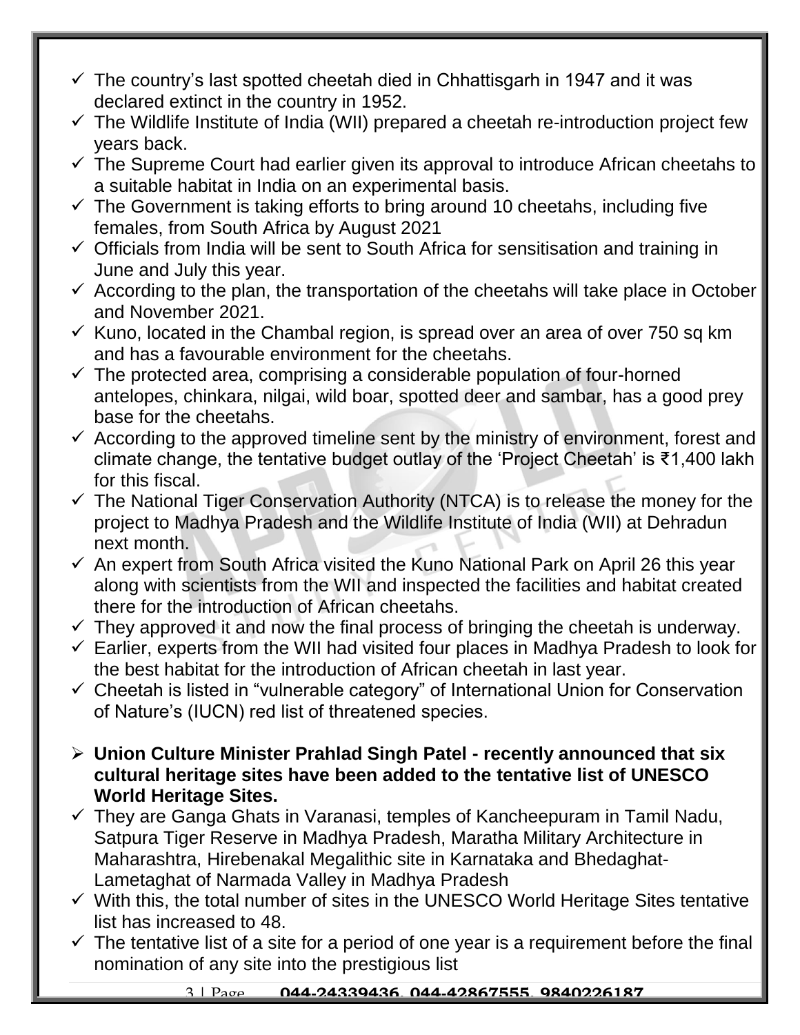- ✓ The country's last spotted cheetah died in Chhattisgarh in 1947 and it was declared extinct in the country in 1952.
- ✓ The Wildlife Institute of India (WII) prepared a cheetah re-introduction project few years back.
- ✓ The Supreme Court had earlier given its approval to introduce African cheetahs to a suitable habitat in India on an experimental basis.
- ✓ The Government is taking efforts to bring around 10 cheetahs, including five females, from South Africa by August 2021
- ✓ Officials from India will be sent to South Africa for sensitisation and training in June and July this year.
- ✓ According to the plan, the transportation of the cheetahs will take place in October and November 2021.
- ✓ Kuno, located in the Chambal region, is spread over an area of over 750 sq km and has a favourable environment for the cheetahs.
- ✓ The protected area, comprising a considerable population of four-horned antelopes, chinkara, nilgai, wild boar, spotted deer and sambar, has a good prey base for the cheetahs.
- ✓ According to the approved timeline sent by the ministry of environment, forest and climate change, the tentative budget outlay of the 'Project Cheetah' is ₹1,400 lakh for this fiscal.
- ✓ The National Tiger Conservation Authority (NTCA) is to release the money for the project to Madhya Pradesh and the Wildlife Institute of India (WII) at Dehradun next month.
- ✓ An expert from South Africa visited the Kuno National Park on April 26 this year along with scientists from the WII and inspected the facilities and habitat created there for the introduction of African cheetahs.
- ✓ They approved it and now the final process of bringing the cheetah is underway.
- ✓ Earlier, experts from the WII had visited four places in Madhya Pradesh to look for the best habitat for the introduction of African cheetah in last year.
- ✓ Cheetah is listed in "vulnerable category" of International Union for Conservation of Nature's (IUCN) red list of threatened species.

- ➢ **Union Culture Minister Prahlad Singh Patel - recently announced that six cultural heritage sites have been added to the tentative list of UNESCO World Heritage Sites.**

- ✓ They are Ganga Ghats in Varanasi, temples of Kancheepuram in Tamil Nadu, Satpura Tiger Reserve in Madhya Pradesh, Maratha Military Architecture in Maharashtra, Hirebenakal Megalithic site in Karnataka and Bhedaghat-Lametaghat of Narmada Valley in Madhya Pradesh
- ✓ With this, the total number of sites in the UNESCO World Heritage Sites tentative list has increased to 48.
- ✓ The tentative list of a site for a period of one year is a requirement before the final nomination of any site into the prestigious list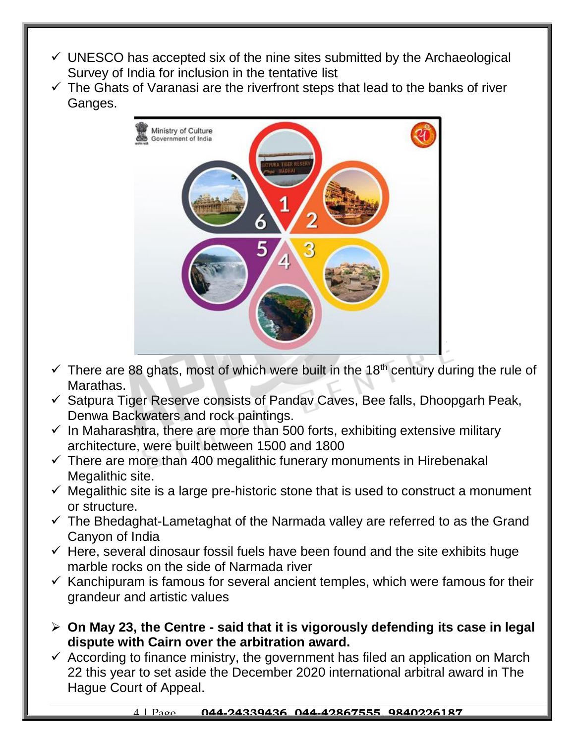- ✓ UNESCO has accepted six of the nine sites submitted by the Archaeological Survey of India for inclusion in the tentative list
- ✓ The Ghats of Varanasi are the riverfront steps that lead to the banks of river Ganges.
- ✓ There are 88 ghats, most of which were built in the 18th century during the rule of Marathas.
- ✓ Satpura Tiger Reserve consists of Pandav Caves, Bee falls, Dhoopgarh Peak, Denwa Backwaters and rock paintings.
- ✓ In Maharashtra, there are more than 500 forts, exhibiting extensive military architecture, were built between 1500 and 1800
- ✓ There are more than 400 megalithic funerary monuments in Hirebenakal Megalithic site.
- ✓ Megalithic site is a large pre-historic stone that is used to construct a monument or structure.
- ✓ The Bhedaghat-Lametaghat of the Narmada valley are referred to as the Grand Canyon of India
- ✓ Here, several dinosaur fossil fuels have been found and the site exhibits huge marble rocks on the side of Narmada river
- ✓ Kanchipuram is famous for several ancient temples, which were famous for their grandeur and artistic values

- ➢ **On May 23, the Centre - said that it is vigorously defending its case in legal dispute with Cairn over the arbitration award.**
- ✓ According to finance ministry, the government has filed an application on March 22 this year to set aside the December 2020 international arbitral award in The Hague Court of Appeal.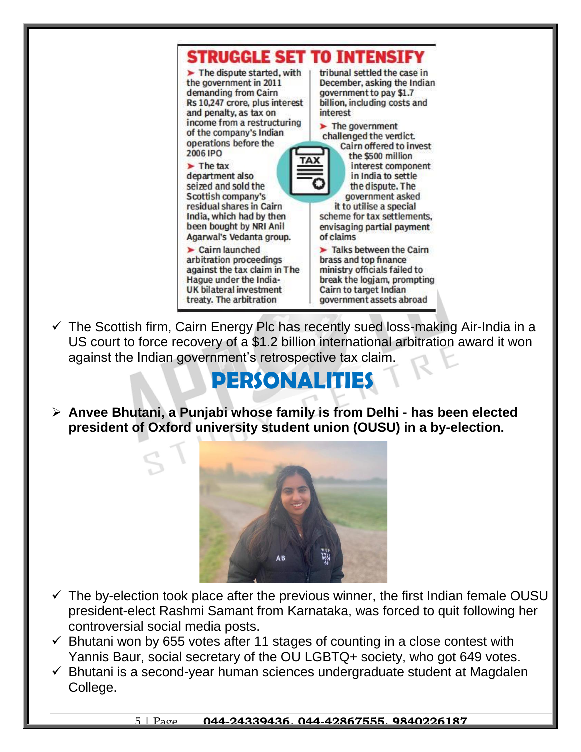## STRUGGLE SET TO INTENSIFY

- The dispute started, with the government in 2011 demanding from Cairn Rs 10,247 crore, plus interest and penalty, as tax on income from a restructuring of the company's Indian operations before the 2006 IPO
- The tax department also seized and sold the Scottish company's residual shares in Cairn India, which had by then been bought by NRI Anil Agarwal's Vedanta group.
- Cairn launched arbitration proceedings against the tax claim in The Hague under the India-UK bilateral investment treaty. The arbitration tribunal settled the case in December, asking the Indian government to pay $1.7 billion, including costs and interest
- The government challenged the verdict. Cairn offered to invest the $500 million interest component in India to settle the dispute. The government asked it to utilise a special scheme for tax settlements, envisaging partial payment of claims
- Talks between the Cairn brass and top finance ministry officials failed to break the logjam, prompting Cairn to target Indian government assets abroad

✓ The Scottish firm, Cairn Energy Plc has recently sued loss-making Air-India in a US court to force recovery of a $1.2 billion international arbitration award it won against the Indian government's retrospective tax claim.

# PERSONALITIES

➢ **Anvee Bhutani, a Punjabi whose family is from Delhi - has been elected president of Oxford university student union (OUSU) in a by-election.**

✓ The by-election took place after the previous winner, the first Indian female OUSU president-elect Rashmi Samant from Karnataka, was forced to quit following her controversial social media posts.

✓ Bhutani won by 655 votes after 11 stages of counting in a close contest with Yannis Baur, social secretary of the OU LGBTQ+ society, who got 649 votes.

✓ Bhutani is a second-year human sciences undergraduate student at Magdalen College.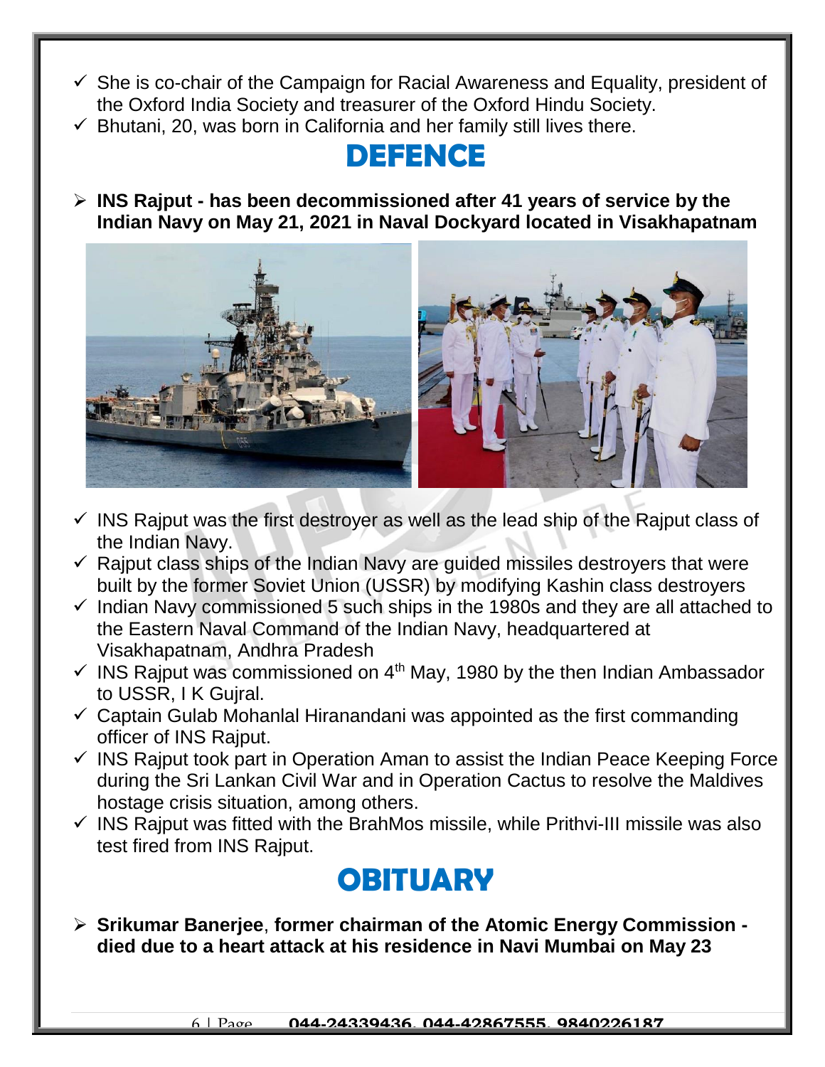- ✓ She is co-chair of the Campaign for Racial Awareness and Equality, president of the Oxford India Society and treasurer of the Oxford Hindu Society.
- ✓ Bhutani, 20, was born in California and her family still lives there.

# DEFENCE

- **INS Rajput - has been decommissioned after 41 years of service by the Indian Navy on May 21, 2021 in Naval Dockyard located in Visakhapatnam**

- ✓ INS Rajput was the first destroyer as well as the lead ship of the Rajput class of the Indian Navy.
- ✓ Rajput class ships of the Indian Navy are guided missiles destroyers that were built by the former Soviet Union (USSR) by modifying Kashin class destroyers
- ✓ Indian Navy commissioned 5 such ships in the 1980s and they are all attached to the Eastern Naval Command of the Indian Navy, headquartered at Visakhapatnam, Andhra Pradesh
- ✓ INS Rajput was commissioned on 4th May, 1980 by the then Indian Ambassador to USSR, I K Gujral.
- ✓ Captain Gulab Mohanlal Hiranandani was appointed as the first commanding officer of INS Rajput.
- ✓ INS Rajput took part in Operation Aman to assist the Indian Peace Keeping Force during the Sri Lankan Civil War and in Operation Cactus to resolve the Maldives hostage crisis situation, among others.
- ✓ INS Rajput was fitted with the BrahMos missile, while Prithvi-III missile was also test fired from INS Rajput.

# OBITUARY

- **Srikumar Banerjee**, **former chairman of the Atomic Energy Commission - died due to a heart attack at his residence in Navi Mumbai on May 23**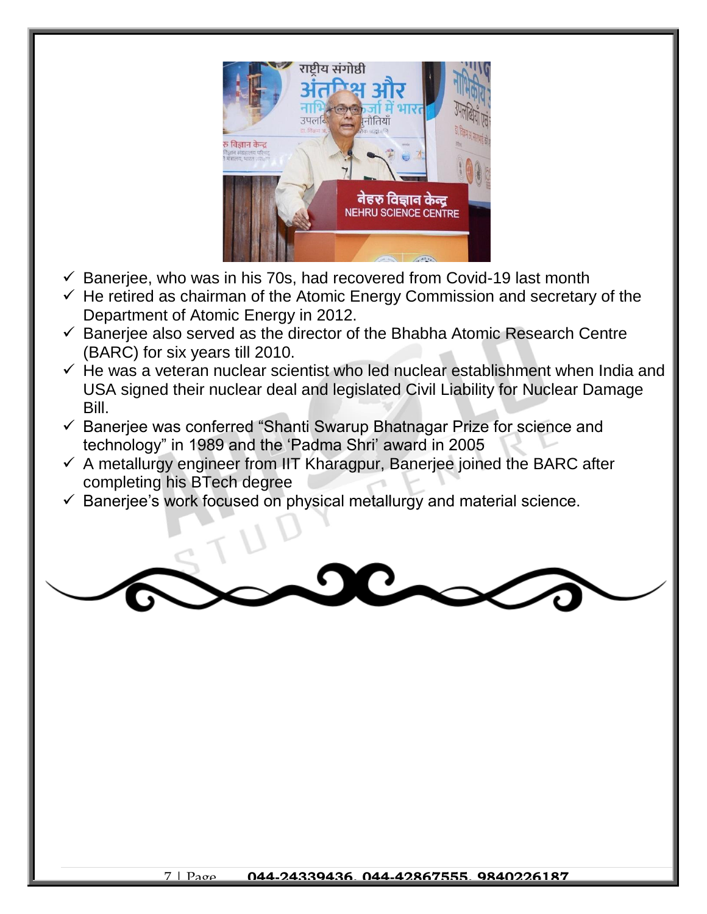- ✓ Banerjee, who was in his 70s, had recovered from Covid-19 last month
- ✓ He retired as chairman of the Atomic Energy Commission and secretary of the Department of Atomic Energy in 2012.
- ✓ Banerjee also served as the director of the Bhabha Atomic Research Centre (BARC) for six years till 2010.
- ✓ He was a veteran nuclear scientist who led nuclear establishment when India and USA signed their nuclear deal and legislated Civil Liability for Nuclear Damage Bill.
- ✓ Banerjee was conferred "Shanti Swarup Bhatnagar Prize for science and technology" in 1989 and the 'Padma Shri' award in 2005
- ✓ A metallurgy engineer from IIT Kharagpur, Banerjee joined the BARC after completing his BTech degree
- ✓ Banerjee's work focused on physical metallurgy and material science.